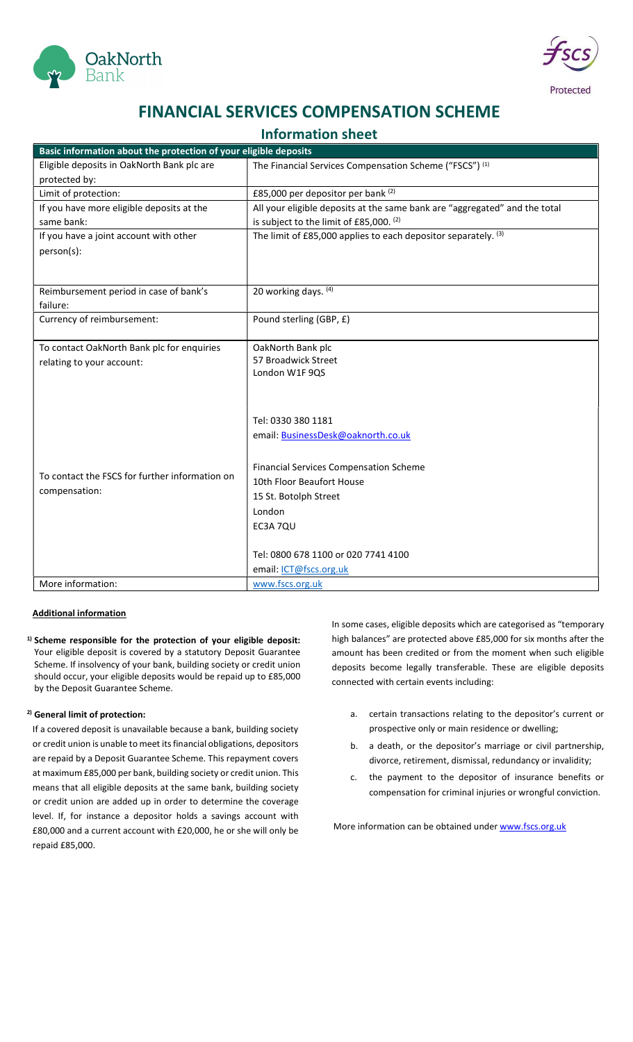# FINANCIAL SERVICES COMPENSATION SCHEME

## Information sheet

| Basic information about the protection of your eligible deposits | |
|---|---|
| Eligible deposits in OakNorth Bank plc are protected by: | The Financial Services Compensation Scheme ("FSCS") [1] |
| Limit of protection: | £85,000 per depositor per bank [2] |
| If you have more eligible deposits at the same bank: | All your eligible deposits at the same bank are "aggregated" and the total is subject to the limit of £85,000. [2] |
| If you have a joint account with other person(s): | The limit of £85,000 applies to each depositor separately. [3] |
| Reimbursement period in case of bank's failure: | 20 working days. [4] |
| Currency of reimbursement: | Pound sterling (GBP, £) |
| To contact OakNorth Bank plc for enquiries relating to your account: | OakNorth Bank plc<br>57 Broadwick Street<br>London W1F 9QS<br><br>Tel: 0330 380 1181<br>email: BusinessDesk@oaknorth.co.uk |
| To contact the FSCS for further information on compensation: | Financial Services Compensation Scheme<br>10th Floor Beaufort House<br>15 St. Botolph Street<br>London<br>EC3A 7QU<br><br>Tel: 0800 678 1100 or 020 7741 4100<br>email: ICT@fscs.org.uk |
| More information: | www.fscs.org.uk |

**Additional information**

**[1] Scheme responsible for the protection of your eligible deposit:** Your eligible deposit is covered by a statutory Deposit Guarantee Scheme. If insolvency of your bank, building society or credit union should occur, your eligible deposits would be repaid up to £85,000 by the Deposit Guarantee Scheme.

**[2] General limit of protection:**

If a covered deposit is unavailable because a bank, building society or credit union is unable to meet its financial obligations, depositors are repaid by a Deposit Guarantee Scheme. This repayment covers at maximum £85,000 per bank, building society or credit union. This means that all eligible deposits at the same bank, building society or credit union are added up in order to determine the coverage level. If, for instance a depositor holds a savings account with £80,000 and a current account with £20,000, he or she will only be repaid £85,000.

In some cases, eligible deposits which are categorised as "temporary high balances" are protected above £85,000 for six months after the amount has been credited or from the moment when such eligible deposits become legally transferable. These are eligible deposits connected with certain events including:

a. certain transactions relating to the depositor's current or prospective only or main residence or dwelling;

b. a death, or the depositor's marriage or civil partnership, divorce, retirement, dismissal, redundancy or invalidity;

c. the payment to the depositor of insurance benefits or compensation for criminal injuries or wrongful conviction.

More information can be obtained under www.fscs.org.uk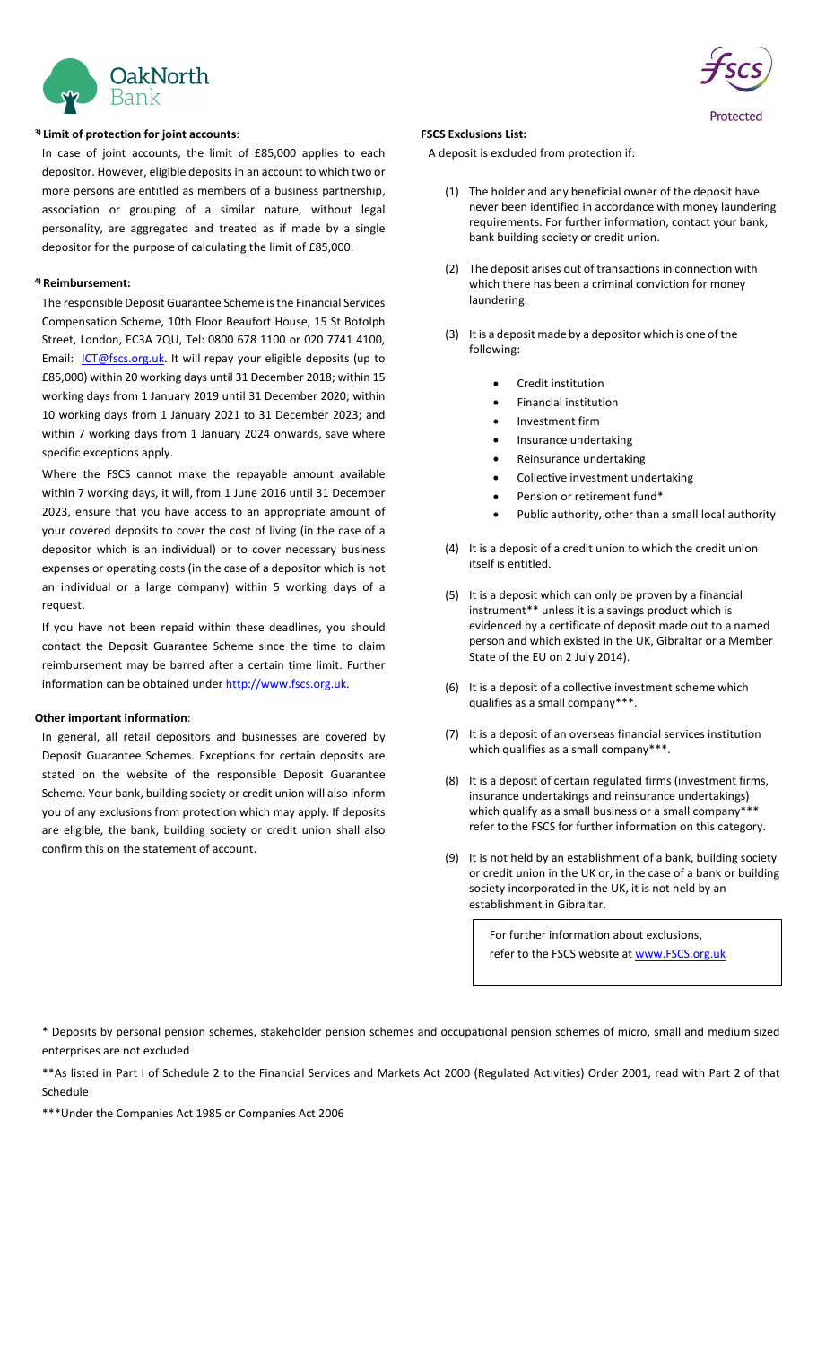**[3] Limit of protection for joint accounts**:

In case of joint accounts, the limit of £85,000 applies to each depositor. However, eligible deposits in an account to which two or more persons are entitled as members of a business partnership, association or grouping of a similar nature, without legal personality, are aggregated and treated as if made by a single depositor for the purpose of calculating the limit of £85,000.

**[4] Reimbursement:**

The responsible Deposit Guarantee Scheme is the Financial Services Compensation Scheme, 10th Floor Beaufort House, 15 St Botolph Street, London, EC3A 7QU, Tel: 0800 678 1100 or 020 7741 4100, Email: ICT@fscs.org.uk. It will repay your eligible deposits (up to £85,000) within 20 working days until 31 December 2018; within 15 working days from 1 January 2019 until 31 December 2020; within 10 working days from 1 January 2021 to 31 December 2023; and within 7 working days from 1 January 2024 onwards, save where specific exceptions apply.

Where the FSCS cannot make the repayable amount available within 7 working days, it will, from 1 June 2016 until 31 December 2023, ensure that you have access to an appropriate amount of your covered deposits to cover the cost of living (in the case of a depositor which is an individual) or to cover necessary business expenses or operating costs (in the case of a depositor which is not an individual or a large company) within 5 working days of a request.

If you have not been repaid within these deadlines, you should contact the Deposit Guarantee Scheme since the time to claim reimbursement may be barred after a certain time limit. Further information can be obtained under http://www.fscs.org.uk.

**Other important information**:

In general, all retail depositors and businesses are covered by Deposit Guarantee Schemes. Exceptions for certain deposits are stated on the website of the responsible Deposit Guarantee Scheme. Your bank, building society or credit union will also inform you of any exclusions from protection which may apply. If deposits are eligible, the bank, building society or credit union shall also confirm this on the statement of account.

**FSCS Exclusions List:**

A deposit is excluded from protection if:

(1) The holder and any beneficial owner of the deposit have never been identified in accordance with money laundering requirements. For further information, contact your bank, bank building society or credit union.

(2) The deposit arises out of transactions in connection with which there has been a criminal conviction for money laundering.

(3) It is a deposit made by a depositor which is one of the following:

- Credit institution
- Financial institution
- Investment firm
- Insurance undertaking
- Reinsurance undertaking
- Collective investment undertaking
- Pension or retirement fund*
- Public authority, other than a small local authority

(4) It is a deposit of a credit union to which the credit union itself is entitled.

(5) It is a deposit which can only be proven by a financial instrument** unless it is a savings product which is evidenced by a certificate of deposit made out to a named person and which existed in the UK, Gibraltar or a Member State of the EU on 2 July 2014).

(6) It is a deposit of a collective investment scheme which qualifies as a small company***.

(7) It is a deposit of an overseas financial services institution which qualifies as a small company***.

(8) It is a deposit of certain regulated firms (investment firms, insurance undertakings and reinsurance undertakings) which qualify as a small business or a small company*** refer to the FSCS for further information on this category.

(9) It is not held by an establishment of a bank, building society or credit union in the UK or, in the case of a bank or building society incorporated in the UK, it is not held by an establishment in Gibraltar.

For further information about exclusions, refer to the FSCS website at www.FSCS.org.uk

\* Deposits by personal pension schemes, stakeholder pension schemes and occupational pension schemes of micro, small and medium sized enterprises are not excluded

**As listed in Part I of Schedule 2 to the Financial Services and Markets Act 2000 (Regulated Activities) Order 2001, read with Part 2 of that Schedule

***Under the Companies Act 1985 or Companies Act 2006